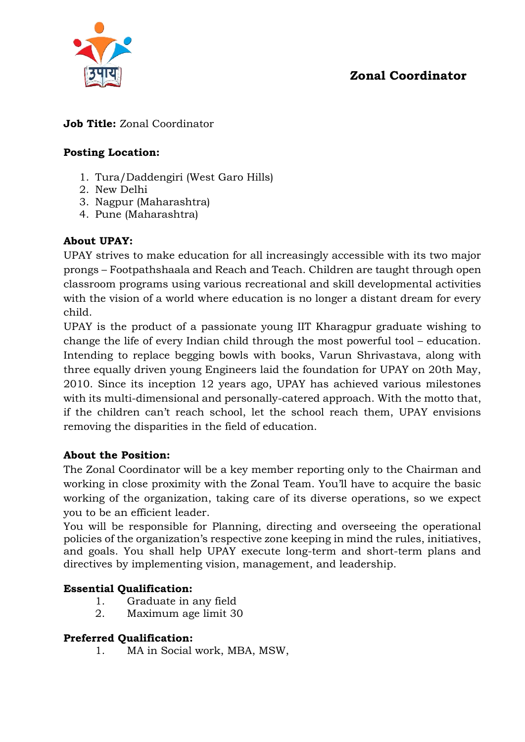# Zonal Coordinator

**Job Title:** Zonal Coordinator

**Posting Location:**

1. Tura/Daddengiri (West Garo Hills)
2. New Delhi
3. Nagpur (Maharashtra)
4. Pune (Maharashtra)

**About UPAY:**

UPAY strives to make education for all increasingly accessible with its two major prongs – Footpathshaala and Reach and Teach. Children are taught through open classroom programs using various recreational and skill developmental activities with the vision of a world where education is no longer a distant dream for every child.

UPAY is the product of a passionate young IIT Kharagpur graduate wishing to change the life of every Indian child through the most powerful tool – education. Intending to replace begging bowls with books, Varun Shrivastava, along with three equally driven young Engineers laid the foundation for UPAY on 20th May, 2010. Since its inception 12 years ago, UPAY has achieved various milestones with its multi-dimensional and personally-catered approach. With the motto that, if the children can't reach school, let the school reach them, UPAY envisions removing the disparities in the field of education.

**About the Position:**

The Zonal Coordinator will be a key member reporting only to the Chairman and working in close proximity with the Zonal Team. You'll have to acquire the basic working of the organization, taking care of its diverse operations, so we expect you to be an efficient leader.

You will be responsible for Planning, directing and overseeing the operational policies of the organization's respective zone keeping in mind the rules, initiatives, and goals. You shall help UPAY execute long-term and short-term plans and directives by implementing vision, management, and leadership.

**Essential Qualification:**

1. Graduate in any field
2. Maximum age limit 30

**Preferred Qualification:**

1. MA in Social work, MBA, MSW,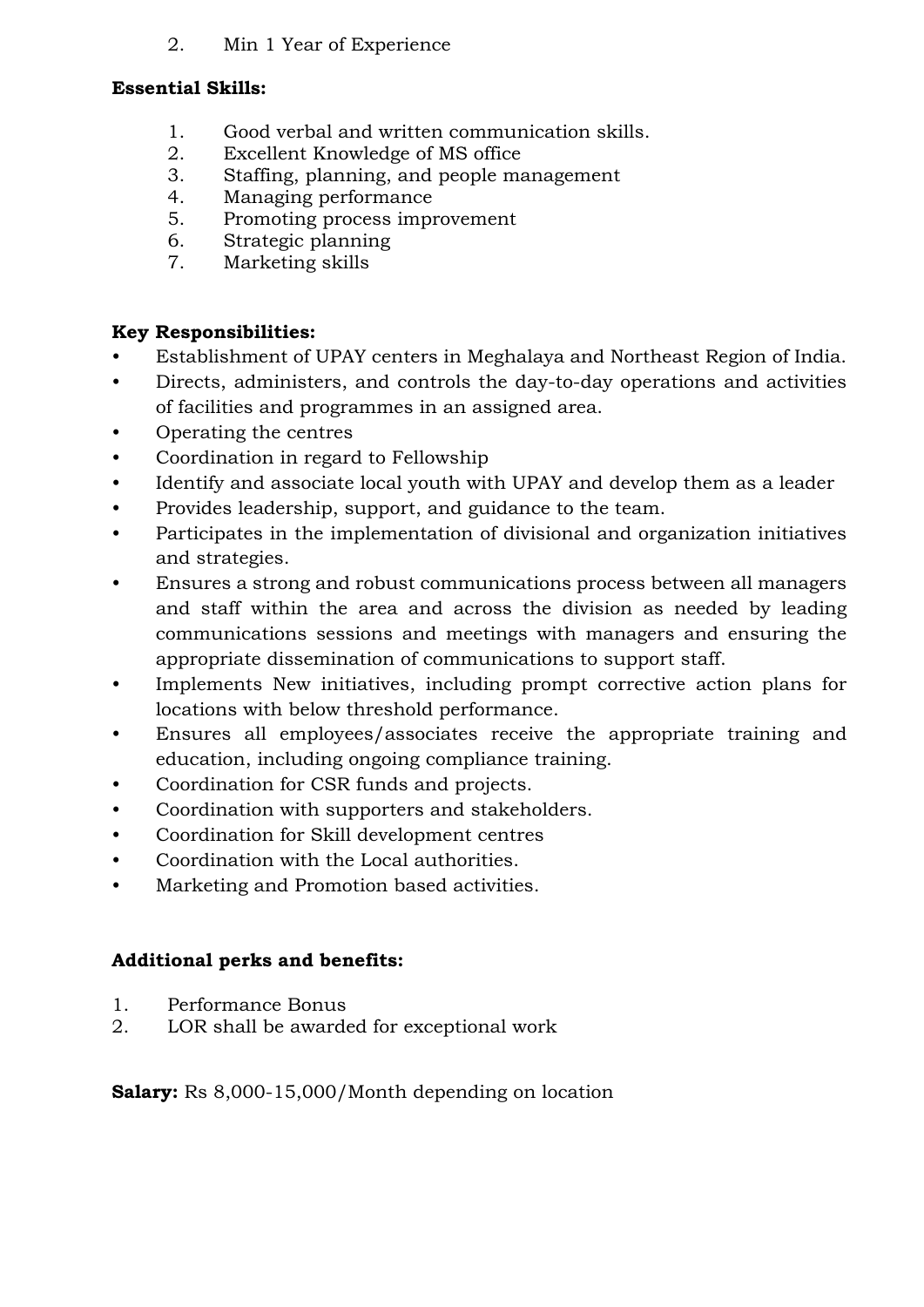2. Min 1 Year of Experience

**Essential Skills:**

1. Good verbal and written communication skills.
2. Excellent Knowledge of MS office
3. Staffing, planning, and people management
4. Managing performance
5. Promoting process improvement
6. Strategic planning
7. Marketing skills

**Key Responsibilities:**

- Establishment of UPAY centers in Meghalaya and Northeast Region of India.
- Directs, administers, and controls the day-to-day operations and activities of facilities and programmes in an assigned area.
- Operating the centres
- Coordination in regard to Fellowship
- Identify and associate local youth with UPAY and develop them as a leader
- Provides leadership, support, and guidance to the team.
- Participates in the implementation of divisional and organization initiatives and strategies.
- Ensures a strong and robust communications process between all managers and staff within the area and across the division as needed by leading communications sessions and meetings with managers and ensuring the appropriate dissemination of communications to support staff.
- Implements New initiatives, including prompt corrective action plans for locations with below threshold performance.
- Ensures all employees/associates receive the appropriate training and education, including ongoing compliance training.
- Coordination for CSR funds and projects.
- Coordination with supporters and stakeholders.
- Coordination for Skill development centres
- Coordination with the Local authorities.
- Marketing and Promotion based activities.

**Additional perks and benefits:**

1. Performance Bonus
2. LOR shall be awarded for exceptional work

**Salary:** Rs 8,000-15,000/Month depending on location